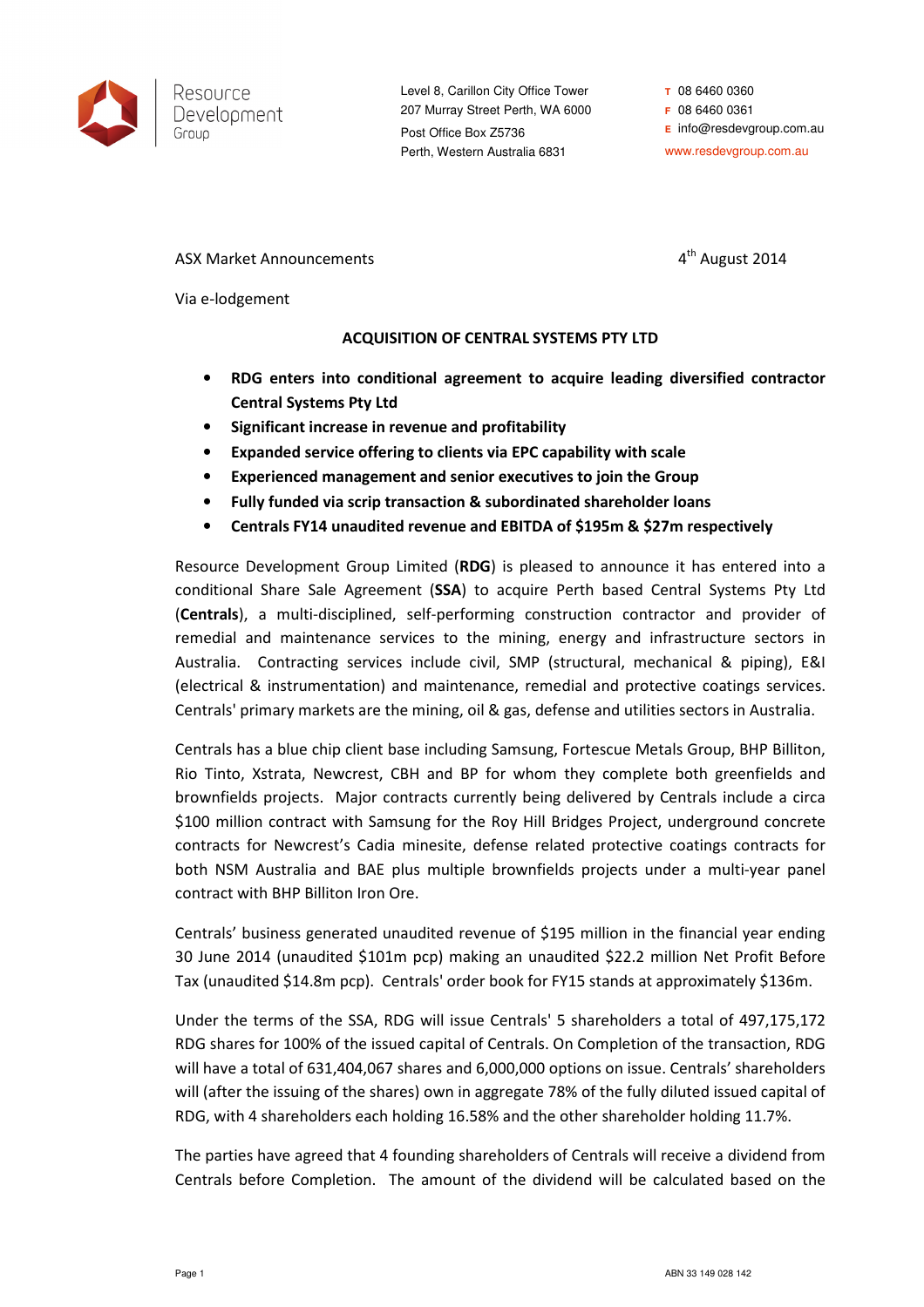Resource Development Group

Level 8, Carillon City Office Tower
207 Murray Street Perth, WA 6000
Post Office Box Z5736
Perth, Western Australia 6831

T 08 6460 0360
F 08 6460 0361
E info@resdevgroup.com.au
www.resdevgroup.com.au

ASX Market Announcements

4th August 2014

Via e-lodgement

**ACQUISITION OF CENTRAL SYSTEMS PTY LTD**

- **RDG enters into conditional agreement to acquire leading diversified contractor Central Systems Pty Ltd**
- **Significant increase in revenue and profitability**
- **Expanded service offering to clients via EPC capability with scale**
- **Experienced management and senior executives to join the Group**
- **Fully funded via scrip transaction & subordinated shareholder loans**
- **Centrals FY14 unaudited revenue and EBITDA of $195m & $27m respectively**

Resource Development Group Limited (**RDG**) is pleased to announce it has entered into a conditional Share Sale Agreement (**SSA**) to acquire Perth based Central Systems Pty Ltd (**Centrals**), a multi-disciplined, self-performing construction contractor and provider of remedial and maintenance services to the mining, energy and infrastructure sectors in Australia. Contracting services include civil, SMP (structural, mechanical & piping), E&I (electrical & instrumentation) and maintenance, remedial and protective coatings services. Centrals' primary markets are the mining, oil & gas, defense and utilities sectors in Australia.

Centrals has a blue chip client base including Samsung, Fortescue Metals Group, BHP Billiton, Rio Tinto, Xstrata, Newcrest, CBH and BP for whom they complete both greenfields and brownfields projects. Major contracts currently being delivered by Centrals include a circa $100 million contract with Samsung for the Roy Hill Bridges Project, underground concrete contracts for Newcrest's Cadia minesite, defense related protective coatings contracts for both NSM Australia and BAE plus multiple brownfields projects under a multi-year panel contract with BHP Billiton Iron Ore.

Centrals' business generated unaudited revenue of $195 million in the financial year ending 30 June 2014 (unaudited $101m pcp) making an unaudited $22.2 million Net Profit Before Tax (unaudited $14.8m pcp). Centrals' order book for FY15 stands at approximately $136m.

Under the terms of the SSA, RDG will issue Centrals' 5 shareholders a total of 497,175,172 RDG shares for 100% of the issued capital of Centrals. On Completion of the transaction, RDG will have a total of 631,404,067 shares and 6,000,000 options on issue. Centrals' shareholders will (after the issuing of the shares) own in aggregate 78% of the fully diluted issued capital of RDG, with 4 shareholders each holding 16.58% and the other shareholder holding 11.7%.

The parties have agreed that 4 founding shareholders of Centrals will receive a dividend from Centrals before Completion. The amount of the dividend will be calculated based on the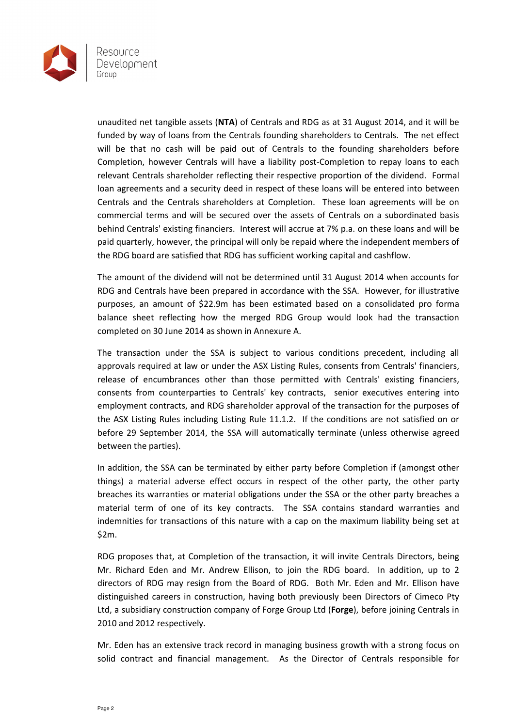unaudited net tangible assets (**NTA**) of Centrals and RDG as at 31 August 2014, and it will be funded by way of loans from the Centrals founding shareholders to Centrals. The net effect will be that no cash will be paid out of Centrals to the founding shareholders before Completion, however Centrals will have a liability post-Completion to repay loans to each relevant Centrals shareholder reflecting their respective proportion of the dividend. Formal loan agreements and a security deed in respect of these loans will be entered into between Centrals and the Centrals shareholders at Completion. These loan agreements will be on commercial terms and will be secured over the assets of Centrals on a subordinated basis behind Centrals' existing financiers. Interest will accrue at 7% p.a. on these loans and will be paid quarterly, however, the principal will only be repaid where the independent members of the RDG board are satisfied that RDG has sufficient working capital and cashflow.

The amount of the dividend will not be determined until 31 August 2014 when accounts for RDG and Centrals have been prepared in accordance with the SSA. However, for illustrative purposes, an amount of $22.9m has been estimated based on a consolidated pro forma balance sheet reflecting how the merged RDG Group would look had the transaction completed on 30 June 2014 as shown in Annexure A.

The transaction under the SSA is subject to various conditions precedent, including all approvals required at law or under the ASX Listing Rules, consents from Centrals' financiers, release of encumbrances other than those permitted with Centrals' existing financiers, consents from counterparties to Centrals' key contracts, senior executives entering into employment contracts, and RDG shareholder approval of the transaction for the purposes of the ASX Listing Rules including Listing Rule 11.1.2. If the conditions are not satisfied on or before 29 September 2014, the SSA will automatically terminate (unless otherwise agreed between the parties).

In addition, the SSA can be terminated by either party before Completion if (amongst other things) a material adverse effect occurs in respect of the other party, the other party breaches its warranties or material obligations under the SSA or the other party breaches a material term of one of its key contracts. The SSA contains standard warranties and indemnities for transactions of this nature with a cap on the maximum liability being set at $2m.

RDG proposes that, at Completion of the transaction, it will invite Centrals Directors, being Mr. Richard Eden and Mr. Andrew Ellison, to join the RDG board. In addition, up to 2 directors of RDG may resign from the Board of RDG. Both Mr. Eden and Mr. Ellison have distinguished careers in construction, having both previously been Directors of Cimeco Pty Ltd, a subsidiary construction company of Forge Group Ltd (**Forge**), before joining Centrals in 2010 and 2012 respectively.

Mr. Eden has an extensive track record in managing business growth with a strong focus on solid contract and financial management. As the Director of Centrals responsible for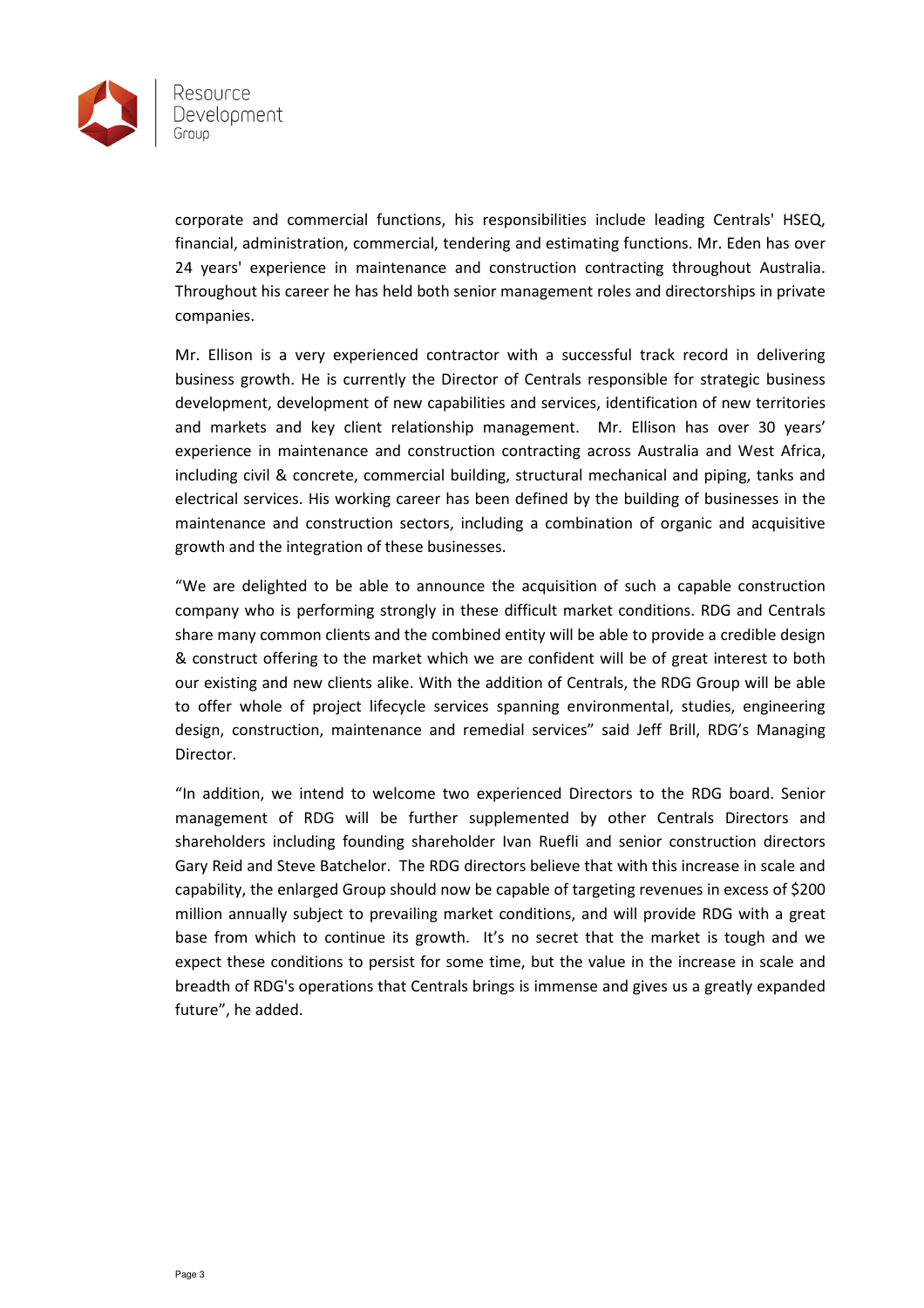corporate and commercial functions, his responsibilities include leading Centrals' HSEQ, financial, administration, commercial, tendering and estimating functions. Mr. Eden has over 24 years' experience in maintenance and construction contracting throughout Australia. Throughout his career he has held both senior management roles and directorships in private companies.

Mr. Ellison is a very experienced contractor with a successful track record in delivering business growth. He is currently the Director of Centrals responsible for strategic business development, development of new capabilities and services, identification of new territories and markets and key client relationship management. Mr. Ellison has over 30 years' experience in maintenance and construction contracting across Australia and West Africa, including civil & concrete, commercial building, structural mechanical and piping, tanks and electrical services. His working career has been defined by the building of businesses in the maintenance and construction sectors, including a combination of organic and acquisitive growth and the integration of these businesses.

"We are delighted to be able to announce the acquisition of such a capable construction company who is performing strongly in these difficult market conditions. RDG and Centrals share many common clients and the combined entity will be able to provide a credible design & construct offering to the market which we are confident will be of great interest to both our existing and new clients alike. With the addition of Centrals, the RDG Group will be able to offer whole of project lifecycle services spanning environmental, studies, engineering design, construction, maintenance and remedial services" said Jeff Brill, RDG's Managing Director.

"In addition, we intend to welcome two experienced Directors to the RDG board. Senior management of RDG will be further supplemented by other Centrals Directors and shareholders including founding shareholder Ivan Ruefli and senior construction directors Gary Reid and Steve Batchelor. The RDG directors believe that with this increase in scale and capability, the enlarged Group should now be capable of targeting revenues in excess of $200 million annually subject to prevailing market conditions, and will provide RDG with a great base from which to continue its growth. It's no secret that the market is tough and we expect these conditions to persist for some time, but the value in the increase in scale and breadth of RDG's operations that Centrals brings is immense and gives us a greatly expanded future", he added.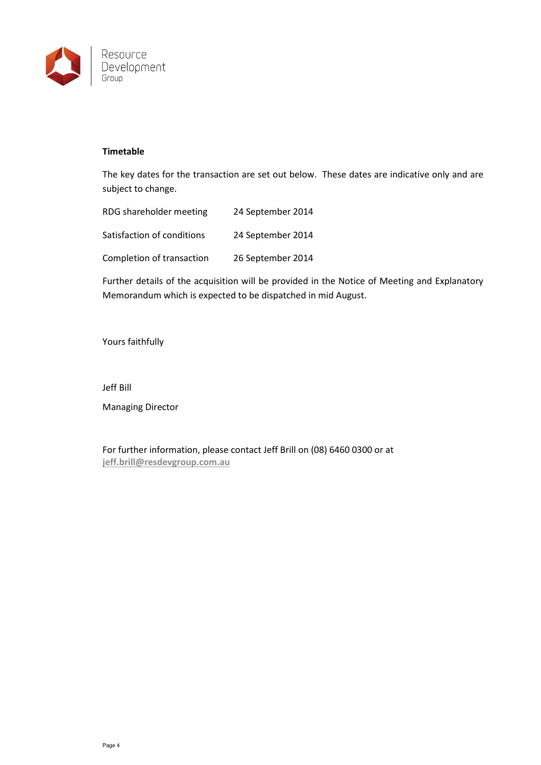**Timetable**

The key dates for the transaction are set out below. These dates are indicative only and are subject to change.

| | |
|---|---|
| RDG shareholder meeting | 24 September 2014 |
| Satisfaction of conditions | 24 September 2014 |
| Completion of transaction | 26 September 2014 |

Further details of the acquisition will be provided in the Notice of Meeting and Explanatory Memorandum which is expected to be dispatched in mid August.

Yours faithfully

Jeff Bill

Managing Director

For further information, please contact Jeff Brill on (08) 6460 0300 or at jeff.brill@resdevgroup.com.au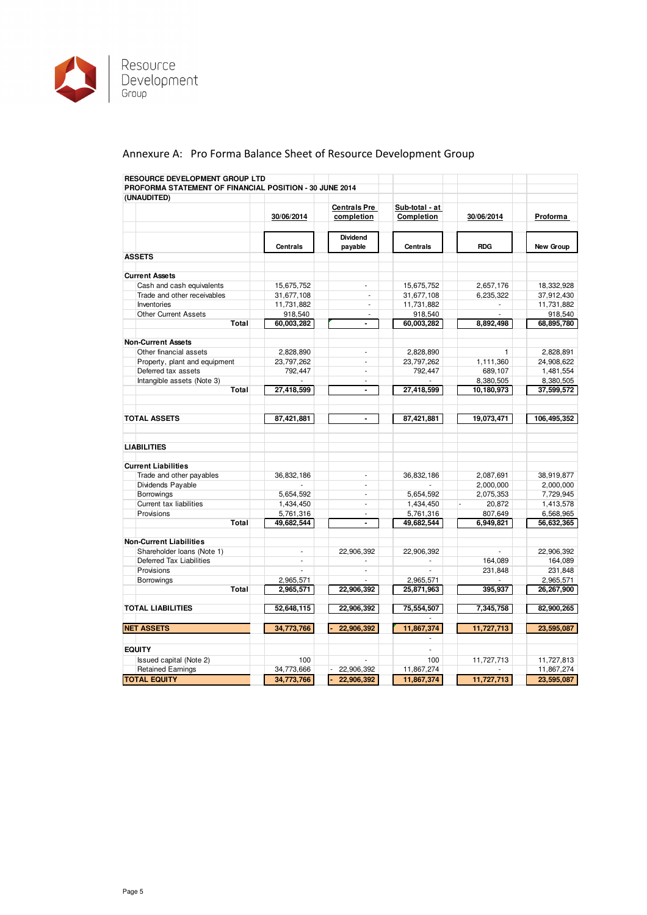## Annexure A: Pro Forma Balance Sheet of Resource Development Group

**RESOURCE DEVELOPMENT GROUP LTD**
**PROFORMA STATEMENT OF FINANCIAL POSITION - 30 JUNE 2014**
**(UNAUDITED)**

| | 30/06/2014 | Centrals Pre completion | Sub-total - at Completion | 30/06/2014 | Proforma |
|---|---|---|---|---|---|
| | Centrals | Dividend payable | Centrals | RDG | New Group |
| **ASSETS** | | | | | |
| **Current Assets** | | | | | |
| Cash and cash equivalents | 15,675,752 | - | 15,675,752 | 2,657,176 | 18,332,928 |
| Trade and other receivables | 31,677,108 | - | 31,677,108 | 6,235,322 | 37,912,430 |
| Inventories | 11,731,882 | - | 11,731,882 | - | 11,731,882 |
| Other Current Assets | 918,540 | - | 918,540 | - | 918,540 |
| **Total** | **60,003,282** | **-** | **60,003,282** | **8,892,498** | **68,895,780** |
| **Non-Current Assets** | | | | | |
| Other financial assets | 2,828,890 | - | 2,828,890 | 1 | 2,828,891 |
| Property, plant and equipment | 23,797,262 | - | 23,797,262 | 1,111,360 | 24,908,622 |
| Deferred tax assets | 792,447 | - | 792,447 | 689,107 | 1,481,554 |
| Intangible assets (Note 3) | - | - | - | 8,380,505 | 8,380,505 |
| **Total** | **27,418,599** | **-** | **27,418,599** | **10,180,973** | **37,599,572** |
| **TOTAL ASSETS** | **87,421,881** | **-** | **87,421,881** | **19,073,471** | **106,495,352** |
| **LIABILITIES** | | | | | |
| **Current Liabilities** | | | | | |
| Trade and other payables | 36,832,186 | - | 36,832,186 | 2,087,691 | 38,919,877 |
| Dividends Payable | - | - | - | 2,000,000 | 2,000,000 |
| Borrowings | 5,654,592 | - | 5,654,592 | 2,075,353 | 7,729,945 |
| Current tax liabilities | 1,434,450 | - | 1,434,450 | - 20,872 | 1,413,578 |
| Provisions | 5,761,316 | - | 5,761,316 | 807,649 | 6,568,965 |
| **Total** | **49,682,544** | **-** | **49,682,544** | **6,949,821** | **56,632,365** |
| **Non-Current Liabilities** | | | | | |
| Shareholder loans (Note 1) | - | 22,906,392 | 22,906,392 | - | 22,906,392 |
| Deferred Tax Liabilities | - | - | - | 164,089 | 164,089 |
| Provisions | - | - | - | 231,848 | 231,848 |
| Borrowings | 2,965,571 | - | 2,965,571 | - | 2,965,571 |
| **Total** | **2,965,571** | **22,906,392** | **25,871,963** | **395,937** | **26,267,900** |
| **TOTAL LIABILITIES** | **52,648,115** | **22,906,392** | **75,554,507** | **7,345,758** | **82,900,265** |
| **NET ASSETS** | **34,773,766** | **- 22,906,392** | **11,867,374** | **11,727,713** | **23,595,087** |
| **EQUITY** | | | | | |
| Issued capital (Note 2) | 100 | - | 100 | 11,727,713 | 11,727,813 |
| Retained Earnings | 34,773,666 | - 22,906,392 | 11,867,274 | - | 11,867,274 |
| **TOTAL EQUITY** | **34,773,766** | **- 22,906,392** | **11,867,374** | **11,727,713** | **23,595,087** |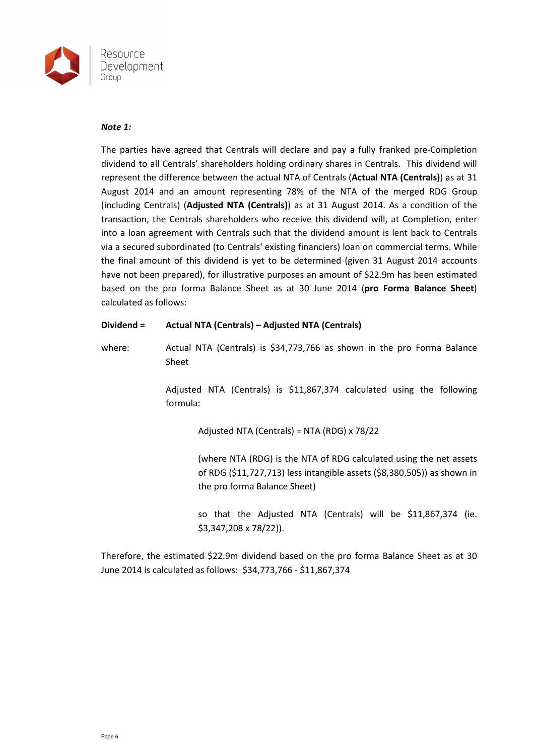***Note 1:***

The parties have agreed that Centrals will declare and pay a fully franked pre-Completion dividend to all Centrals' shareholders holding ordinary shares in Centrals. This dividend will represent the difference between the actual NTA of Centrals (**Actual NTA (Centrals)**) as at 31 August 2014 and an amount representing 78% of the NTA of the merged RDG Group (including Centrals) (**Adjusted NTA (Centrals)**) as at 31 August 2014. As a condition of the transaction, the Centrals shareholders who receive this dividend will, at Completion, enter into a loan agreement with Centrals such that the dividend amount is lent back to Centrals via a secured subordinated (to Centrals' existing financiers) loan on commercial terms. While the final amount of this dividend is yet to be determined (given 31 August 2014 accounts have not been prepared), for illustrative purposes an amount of $22.9m has been estimated based on the pro forma Balance Sheet as at 30 June 2014 (**pro Forma Balance Sheet**) calculated as follows:

**Dividend = Actual NTA (Centrals) – Adjusted NTA (Centrals)**

where: Actual NTA (Centrals) is $34,773,766 as shown in the pro Forma Balance Sheet

Adjusted NTA (Centrals) is $11,867,374 calculated using the following formula:

Adjusted NTA (Centrals) = NTA (RDG) x 78/22

(where NTA (RDG) is the NTA of RDG calculated using the net assets of RDG ($11,727,713) less intangible assets ($8,380,505)) as shown in the pro forma Balance Sheet)

so that the Adjusted NTA (Centrals) will be $11,867,374 (ie. $3,347,208 x 78/22)).

Therefore, the estimated $22.9m dividend based on the pro forma Balance Sheet as at 30 June 2014 is calculated as follows: $34,773,766 - $11,867,374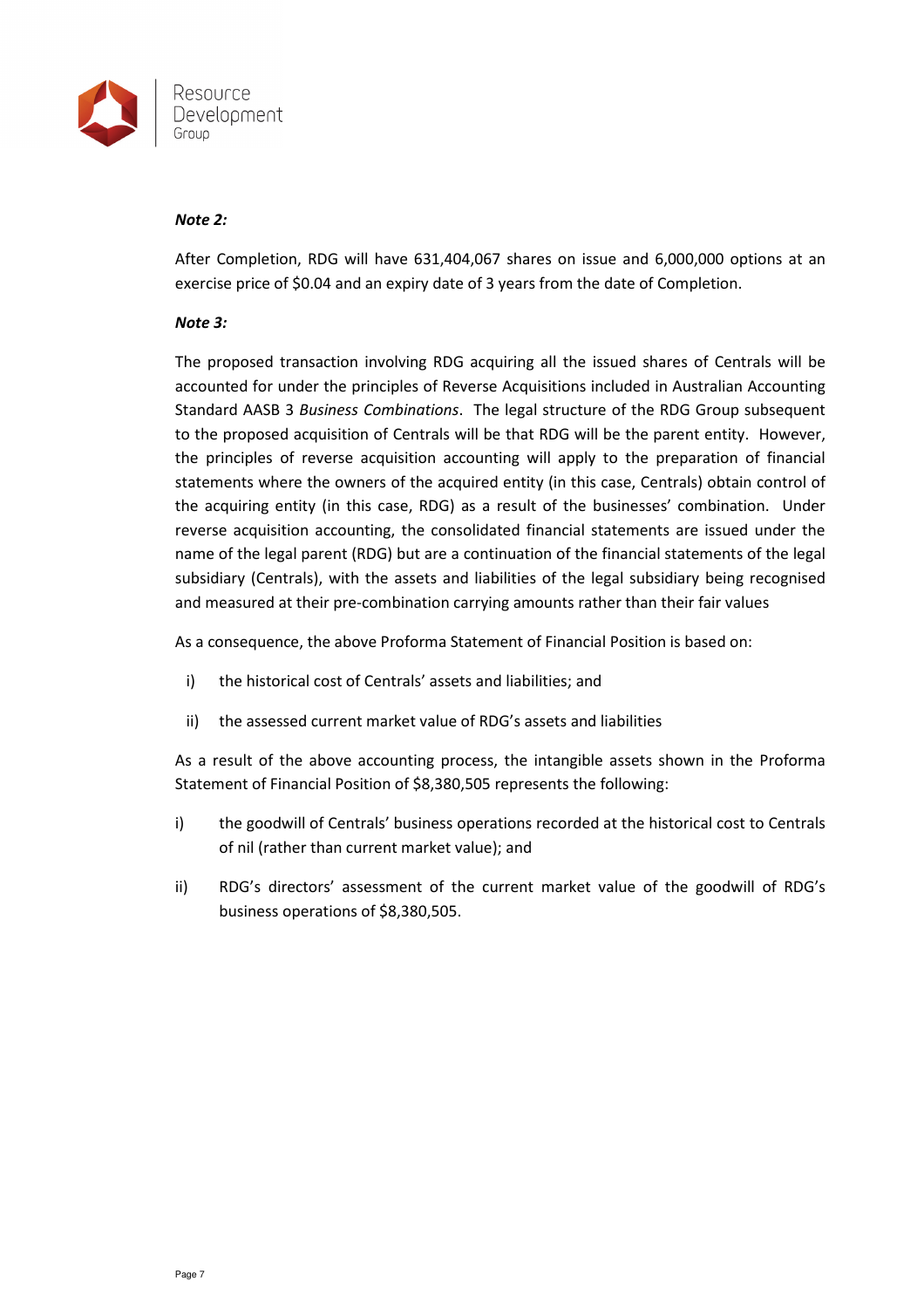***Note 2:***

After Completion, RDG will have 631,404,067 shares on issue and 6,000,000 options at an exercise price of $0.04 and an expiry date of 3 years from the date of Completion.

***Note 3:***

The proposed transaction involving RDG acquiring all the issued shares of Centrals will be accounted for under the principles of Reverse Acquisitions included in Australian Accounting Standard AASB 3 *Business Combinations*. The legal structure of the RDG Group subsequent to the proposed acquisition of Centrals will be that RDG will be the parent entity. However, the principles of reverse acquisition accounting will apply to the preparation of financial statements where the owners of the acquired entity (in this case, Centrals) obtain control of the acquiring entity (in this case, RDG) as a result of the businesses' combination. Under reverse acquisition accounting, the consolidated financial statements are issued under the name of the legal parent (RDG) but are a continuation of the financial statements of the legal subsidiary (Centrals), with the assets and liabilities of the legal subsidiary being recognised and measured at their pre-combination carrying amounts rather than their fair values

As a consequence, the above Proforma Statement of Financial Position is based on:

i) the historical cost of Centrals' assets and liabilities; and

ii) the assessed current market value of RDG's assets and liabilities

As a result of the above accounting process, the intangible assets shown in the Proforma Statement of Financial Position of $8,380,505 represents the following:

i) the goodwill of Centrals' business operations recorded at the historical cost to Centrals of nil (rather than current market value); and

ii) RDG's directors' assessment of the current market value of the goodwill of RDG's business operations of $8,380,505.